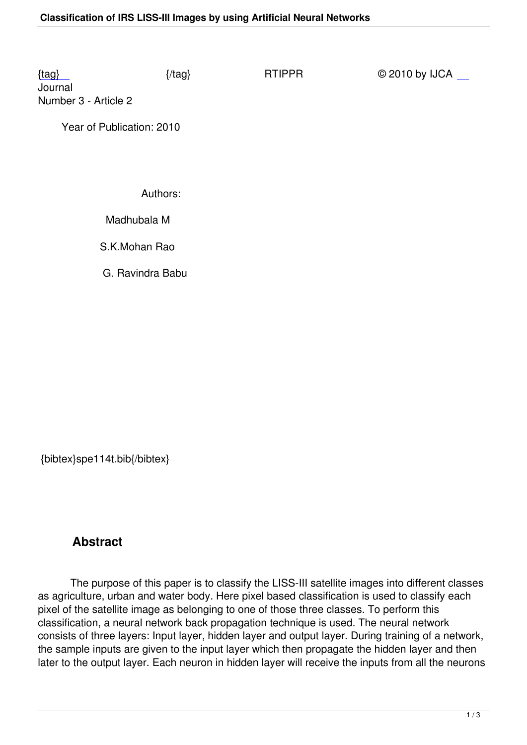{tag} {/tag} RTIPPR © 2010 by IJCA Journal
Number 3 - Article 2

Year of Publication: 2010

Authors:

Madhubala M

S.K.Mohan Rao

G. Ravindra Babu

{bibtex}spe114t.bib{/bibtex}

## Abstract

The purpose of this paper is to classify the LISS-III satellite images into different classes as agriculture, urban and water body. Here pixel based classification is used to classify each pixel of the satellite image as belonging to one of those three classes. To perform this classification, a neural network back propagation technique is used. The neural network consists of three layers: Input layer, hidden layer and output layer. During training of a network, the sample inputs are given to the input layer which then propagate the hidden layer and then later to the output layer. Each neuron in hidden layer will receive the inputs from all the neurons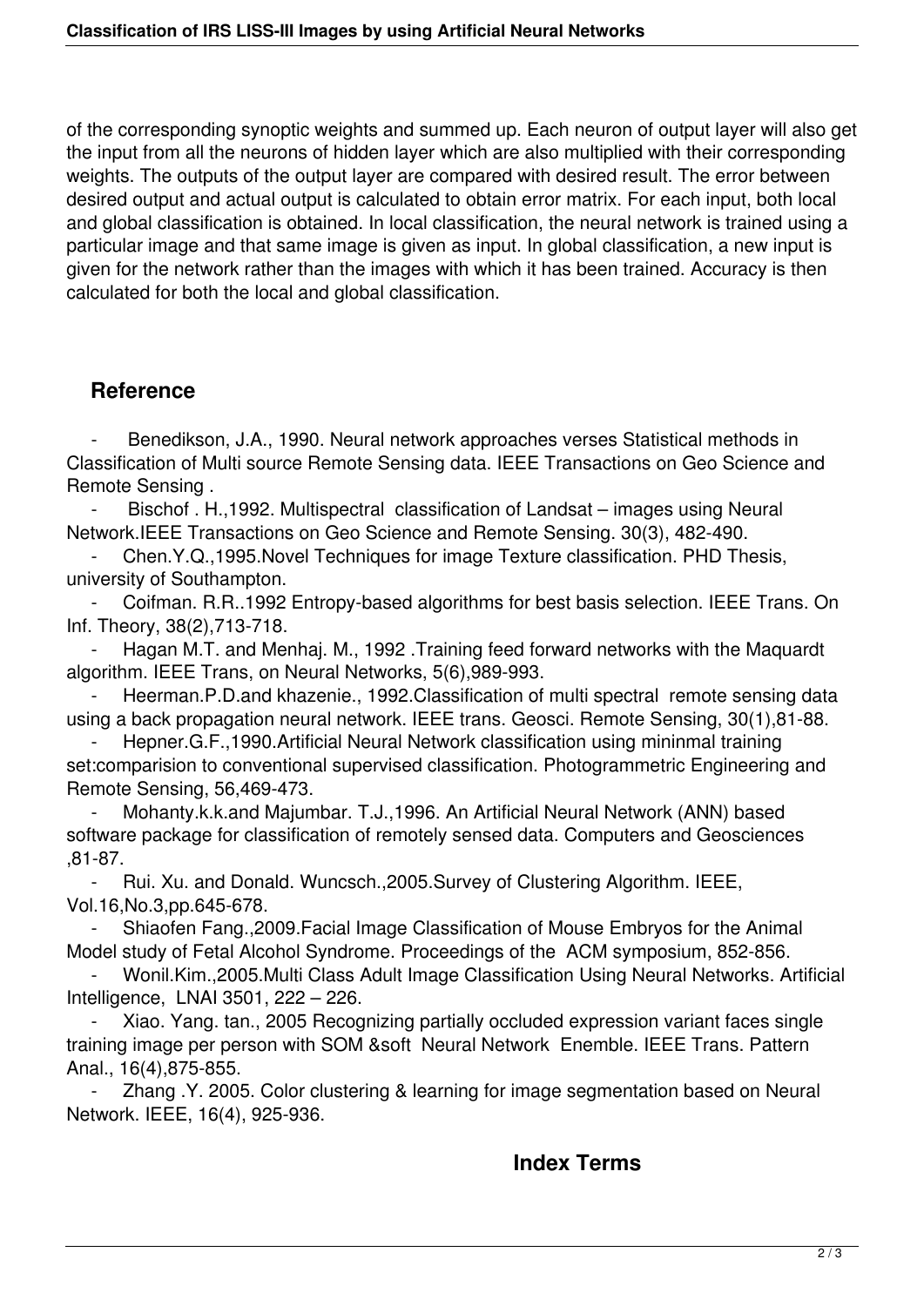of the corresponding synoptic weights and summed up. Each neuron of output layer will also get the input from all the neurons of hidden layer which are also multiplied with their corresponding weights. The outputs of the output layer are compared with desired result. The error between desired output and actual output is calculated to obtain error matrix. For each input, both local and global classification is obtained. In local classification, the neural network is trained using a particular image and that same image is given as input. In global classification, a new input is given for the network rather than the images with which it has been trained. Accuracy is then calculated for both the local and global classification.

## Reference

- Benedikson, J.A., 1990. Neural network approaches verses Statistical methods in Classification of Multi source Remote Sensing data. IEEE Transactions on Geo Science and Remote Sensing .
- Bischof . H.,1992. Multispectral classification of Landsat – images using Neural Network.IEEE Transactions on Geo Science and Remote Sensing. 30(3), 482-490.
- Chen.Y.Q.,1995.Novel Techniques for image Texture classification. PHD Thesis, university of Southampton.
- Coifman. R.R..1992 Entropy-based algorithms for best basis selection. IEEE Trans. On Inf. Theory, 38(2),713-718.
- Hagan M.T. and Menhaj. M., 1992 .Training feed forward networks with the Maquardt algorithm. IEEE Trans, on Neural Networks, 5(6),989-993.
- Heerman.P.D.and khazenie., 1992.Classification of multi spectral remote sensing data using a back propagation neural network. IEEE trans. Geosci. Remote Sensing, 30(1),81-88.
- Hepner.G.F.,1990.Artificial Neural Network classification using mininmal training set:comparision to conventional supervised classification. Photogrammetric Engineering and Remote Sensing, 56,469-473.
- Mohanty.k.k.and Majumbar. T.J.,1996. An Artificial Neural Network (ANN) based software package for classification of remotely sensed data. Computers and Geosciences ,81-87.
- Rui. Xu. and Donald. Wuncsch.,2005.Survey of Clustering Algorithm. IEEE, Vol.16,No.3,pp.645-678.
- Shiaofen Fang.,2009.Facial Image Classification of Mouse Embryos for the Animal Model study of Fetal Alcohol Syndrome. Proceedings of the ACM symposium, 852-856.
- Wonil.Kim.,2005.Multi Class Adult Image Classification Using Neural Networks. Artificial Intelligence, LNAI 3501, 222 – 226.
- Xiao. Yang. tan., 2005 Recognizing partially occluded expression variant faces single training image per person with SOM &soft Neural Network Enemble. IEEE Trans. Pattern Anal., 16(4),875-855.
- Zhang .Y. 2005. Color clustering & learning for image segmentation based on Neural Network. IEEE, 16(4), 925-936.

## Index Terms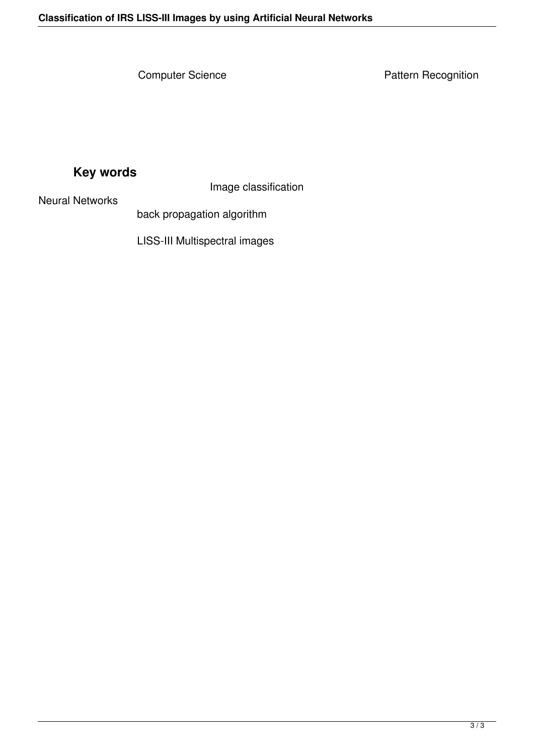Computer Science

Pattern Recognition

## Key words

Image classification

Neural Networks

back propagation algorithm

LISS-III Multispectral images